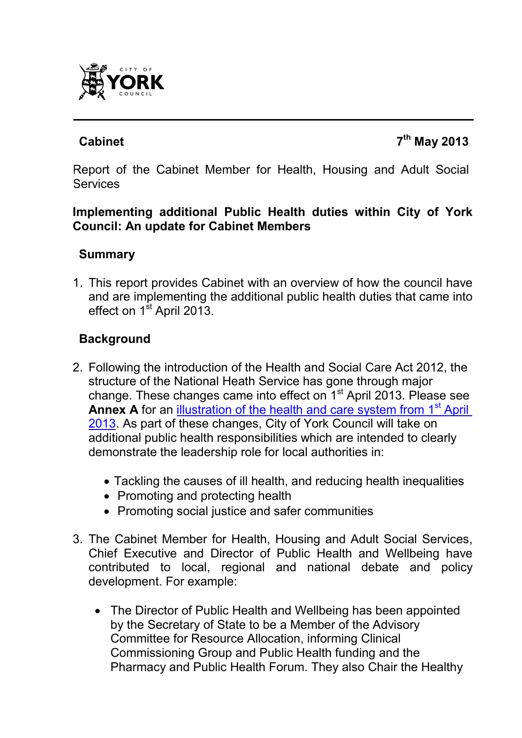**Cabinet** **7th May 2013**

Report of the Cabinet Member for Health, Housing and Adult Social Services

**Implementing additional Public Health duties within City of York Council: An update for Cabinet Members**

## Summary

1. This report provides Cabinet with an overview of how the council have and are implementing the additional public health duties that came into effect on 1st April 2013.

## Background

2. Following the introduction of the Health and Social Care Act 2012, the structure of the National Heath Service has gone through major change. These changes came into effect on 1st April 2013. Please see **Annex A** for an [illustration of the health and care system from 1st April 2013](). As part of these changes, City of York Council will take on additional public health responsibilities which are intended to clearly demonstrate the leadership role for local authorities in:

   - Tackling the causes of ill health, and reducing health inequalities
   - Promoting and protecting health
   - Promoting social justice and safer communities

3. The Cabinet Member for Health, Housing and Adult Social Services, Chief Executive and Director of Public Health and Wellbeing have contributed to local, regional and national debate and policy development. For example:

   - The Director of Public Health and Wellbeing has been appointed by the Secretary of State to be a Member of the Advisory Committee for Resource Allocation, informing Clinical Commissioning Group and Public Health funding and the Pharmacy and Public Health Forum. They also Chair the Healthy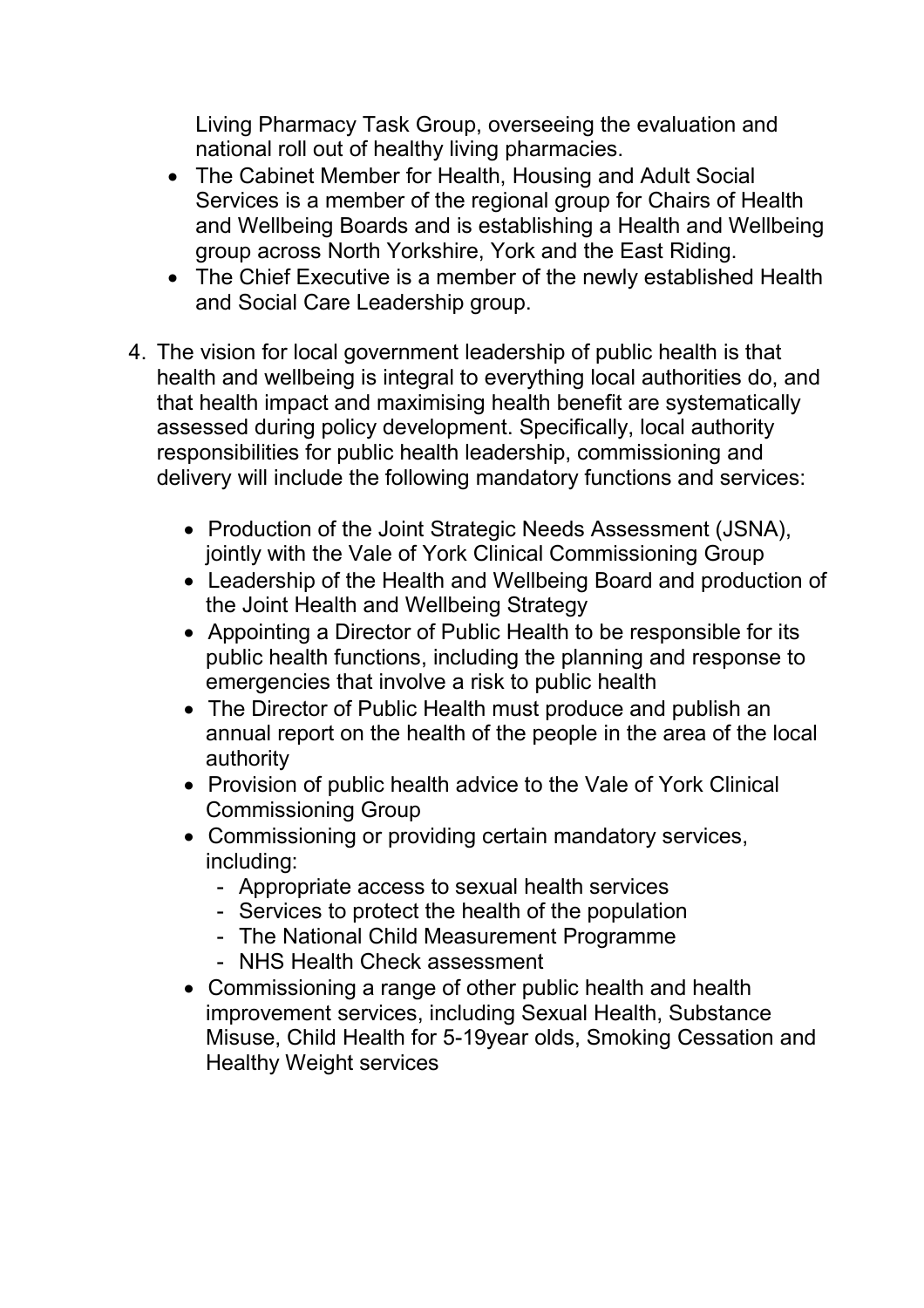Living Pharmacy Task Group, overseeing the evaluation and national roll out of healthy living pharmacies.

- The Cabinet Member for Health, Housing and Adult Social Services is a member of the regional group for Chairs of Health and Wellbeing Boards and is establishing a Health and Wellbeing group across North Yorkshire, York and the East Riding.
- The Chief Executive is a member of the newly established Health and Social Care Leadership group.

4. The vision for local government leadership of public health is that health and wellbeing is integral to everything local authorities do, and that health impact and maximising health benefit are systematically assessed during policy development. Specifically, local authority responsibilities for public health leadership, commissioning and delivery will include the following mandatory functions and services:

   - Production of the Joint Strategic Needs Assessment (JSNA), jointly with the Vale of York Clinical Commissioning Group
   - Leadership of the Health and Wellbeing Board and production of the Joint Health and Wellbeing Strategy
   - Appointing a Director of Public Health to be responsible for its public health functions, including the planning and response to emergencies that involve a risk to public health
   - The Director of Public Health must produce and publish an annual report on the health of the people in the area of the local authority
   - Provision of public health advice to the Vale of York Clinical Commissioning Group
   - Commissioning or providing certain mandatory services, including:
     - Appropriate access to sexual health services
     - Services to protect the health of the population
     - The National Child Measurement Programme
     - NHS Health Check assessment
   - Commissioning a range of other public health and health improvement services, including Sexual Health, Substance Misuse, Child Health for 5-19year olds, Smoking Cessation and Healthy Weight services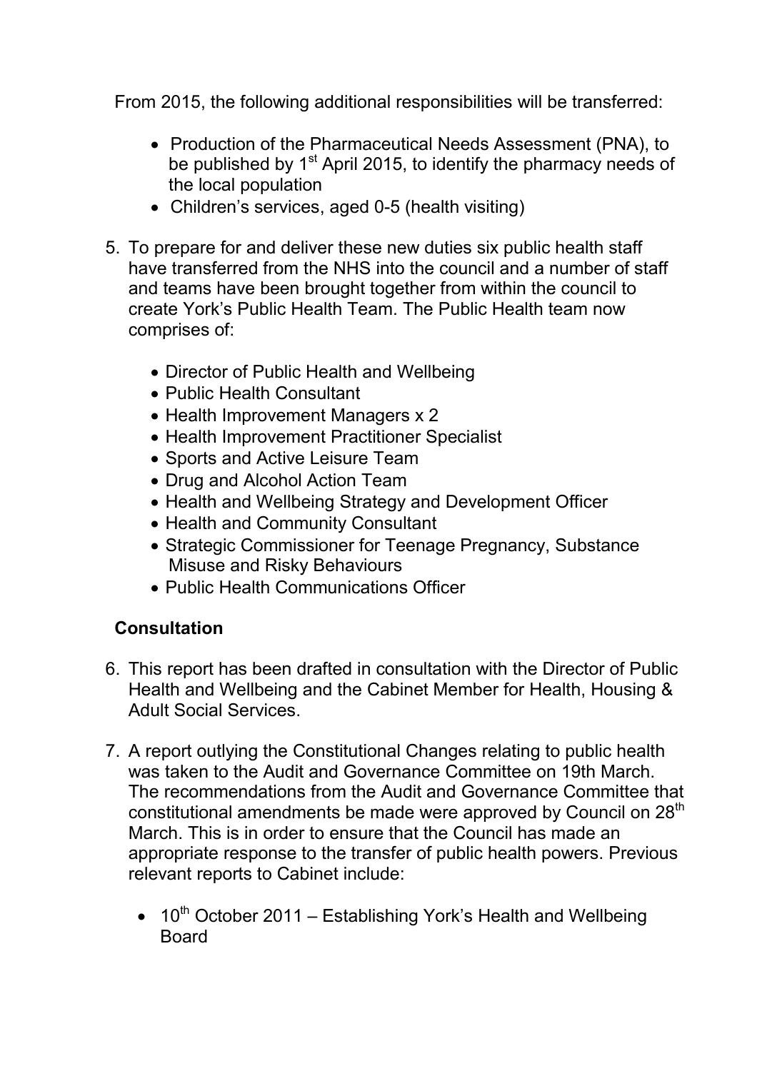From 2015, the following additional responsibilities will be transferred:

- Production of the Pharmaceutical Needs Assessment (PNA), to be published by 1st April 2015, to identify the pharmacy needs of the local population
- Children's services, aged 0-5 (health visiting)

5. To prepare for and deliver these new duties six public health staff have transferred from the NHS into the council and a number of staff and teams have been brought together from within the council to create York's Public Health Team. The Public Health team now comprises of:

    - Director of Public Health and Wellbeing
    - Public Health Consultant
    - Health Improvement Managers x 2
    - Health Improvement Practitioner Specialist
    - Sports and Active Leisure Team
    - Drug and Alcohol Action Team
    - Health and Wellbeing Strategy and Development Officer
    - Health and Community Consultant
    - Strategic Commissioner for Teenage Pregnancy, Substance Misuse and Risky Behaviours
    - Public Health Communications Officer

## Consultation

6. This report has been drafted in consultation with the Director of Public Health and Wellbeing and the Cabinet Member for Health, Housing & Adult Social Services.

7. A report outlying the Constitutional Changes relating to public health was taken to the Audit and Governance Committee on 19th March. The recommendations from the Audit and Governance Committee that constitutional amendments be made were approved by Council on 28th March. This is in order to ensure that the Council has made an appropriate response to the transfer of public health powers. Previous relevant reports to Cabinet include:

    - 10th October 2011 – Establishing York's Health and Wellbeing Board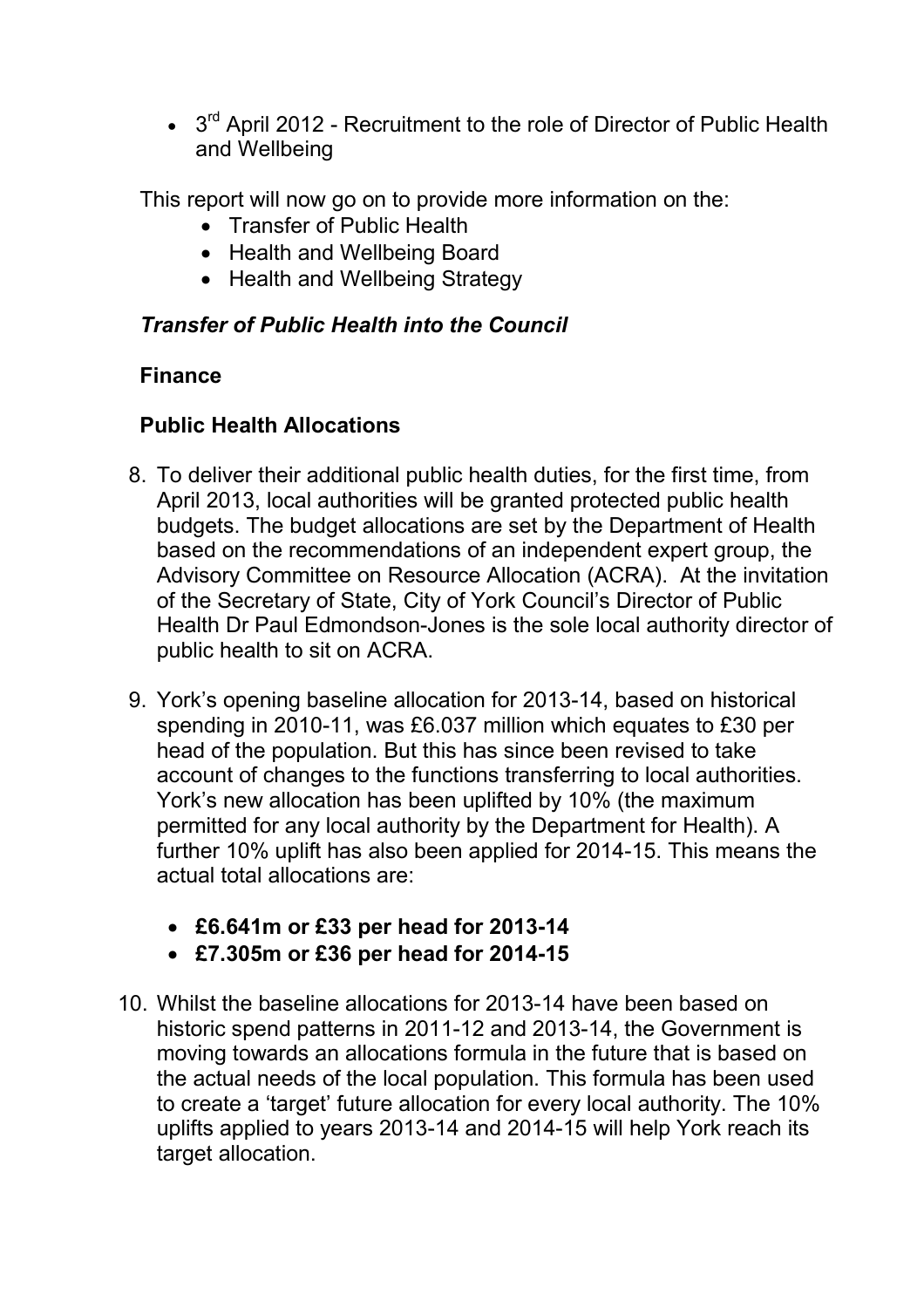- 3rd April 2012 - Recruitment to the role of Director of Public Health and Wellbeing

This report will now go on to provide more information on the:

- Transfer of Public Health
- Health and Wellbeing Board
- Health and Wellbeing Strategy

### *Transfer of Public Health into the Council*

#### Finance

#### Public Health Allocations

8. To deliver their additional public health duties, for the first time, from April 2013, local authorities will be granted protected public health budgets. The budget allocations are set by the Department of Health based on the recommendations of an independent expert group, the Advisory Committee on Resource Allocation (ACRA). At the invitation of the Secretary of State, City of York Council's Director of Public Health Dr Paul Edmondson-Jones is the sole local authority director of public health to sit on ACRA.

9. York's opening baseline allocation for 2013-14, based on historical spending in 2010-11, was £6.037 million which equates to £30 per head of the population. But this has since been revised to take account of changes to the functions transferring to local authorities. York's new allocation has been uplifted by 10% (the maximum permitted for any local authority by the Department for Health). A further 10% uplift has also been applied for 2014-15. This means the actual total allocations are:

   - **£6.641m or £33 per head for 2013-14**
   - **£7.305m or £36 per head for 2014-15**

10. Whilst the baseline allocations for 2013-14 have been based on historic spend patterns in 2011-12 and 2013-14, the Government is moving towards an allocations formula in the future that is based on the actual needs of the local population. This formula has been used to create a 'target' future allocation for every local authority. The 10% uplifts applied to years 2013-14 and 2014-15 will help York reach its target allocation.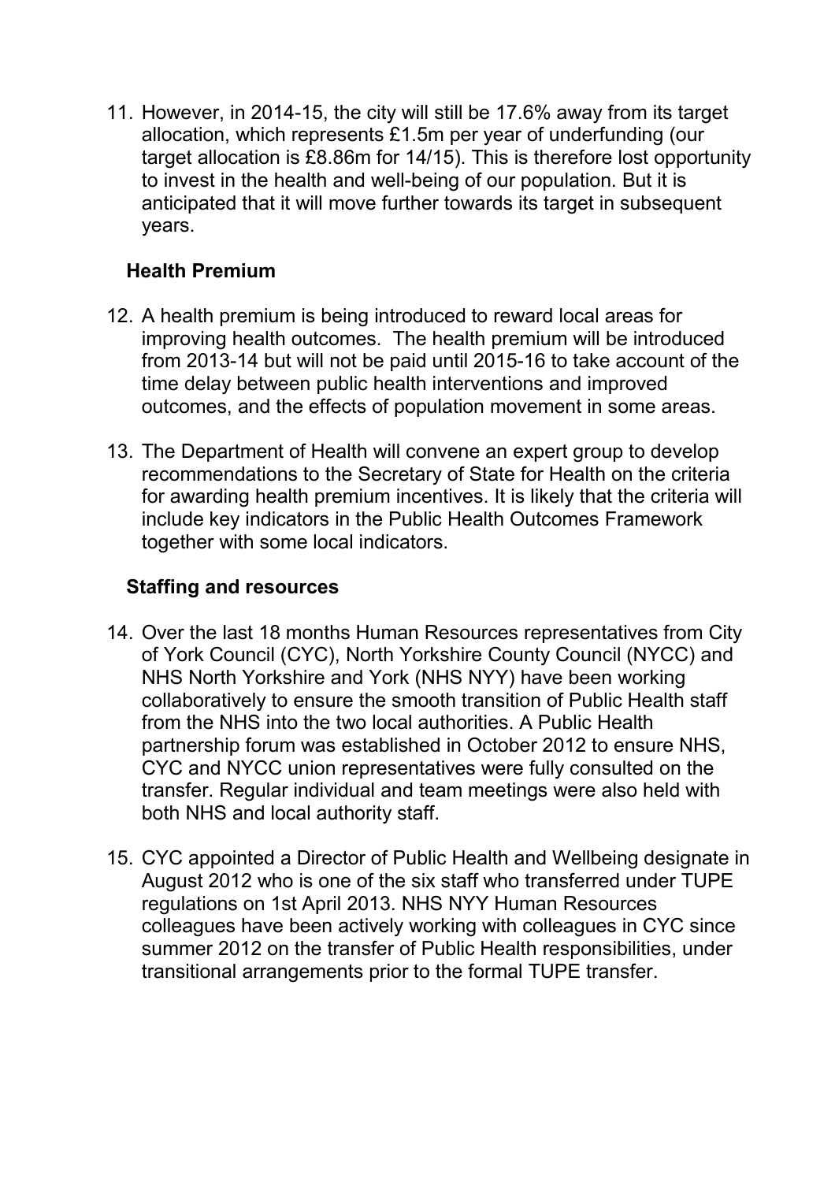11. However, in 2014-15, the city will still be 17.6% away from its target allocation, which represents £1.5m per year of underfunding (our target allocation is £8.86m for 14/15). This is therefore lost opportunity to invest in the health and well-being of our population. But it is anticipated that it will move further towards its target in subsequent years.

**Health Premium**

12. A health premium is being introduced to reward local areas for improving health outcomes. The health premium will be introduced from 2013-14 but will not be paid until 2015-16 to take account of the time delay between public health interventions and improved outcomes, and the effects of population movement in some areas.

13. The Department of Health will convene an expert group to develop recommendations to the Secretary of State for Health on the criteria for awarding health premium incentives. It is likely that the criteria will include key indicators in the Public Health Outcomes Framework together with some local indicators.

**Staffing and resources**

14. Over the last 18 months Human Resources representatives from City of York Council (CYC), North Yorkshire County Council (NYCC) and NHS North Yorkshire and York (NHS NYY) have been working collaboratively to ensure the smooth transition of Public Health staff from the NHS into the two local authorities. A Public Health partnership forum was established in October 2012 to ensure NHS, CYC and NYCC union representatives were fully consulted on the transfer. Regular individual and team meetings were also held with both NHS and local authority staff.

15. CYC appointed a Director of Public Health and Wellbeing designate in August 2012 who is one of the six staff who transferred under TUPE regulations on 1st April 2013. NHS NYY Human Resources colleagues have been actively working with colleagues in CYC since summer 2012 on the transfer of Public Health responsibilities, under transitional arrangements prior to the formal TUPE transfer.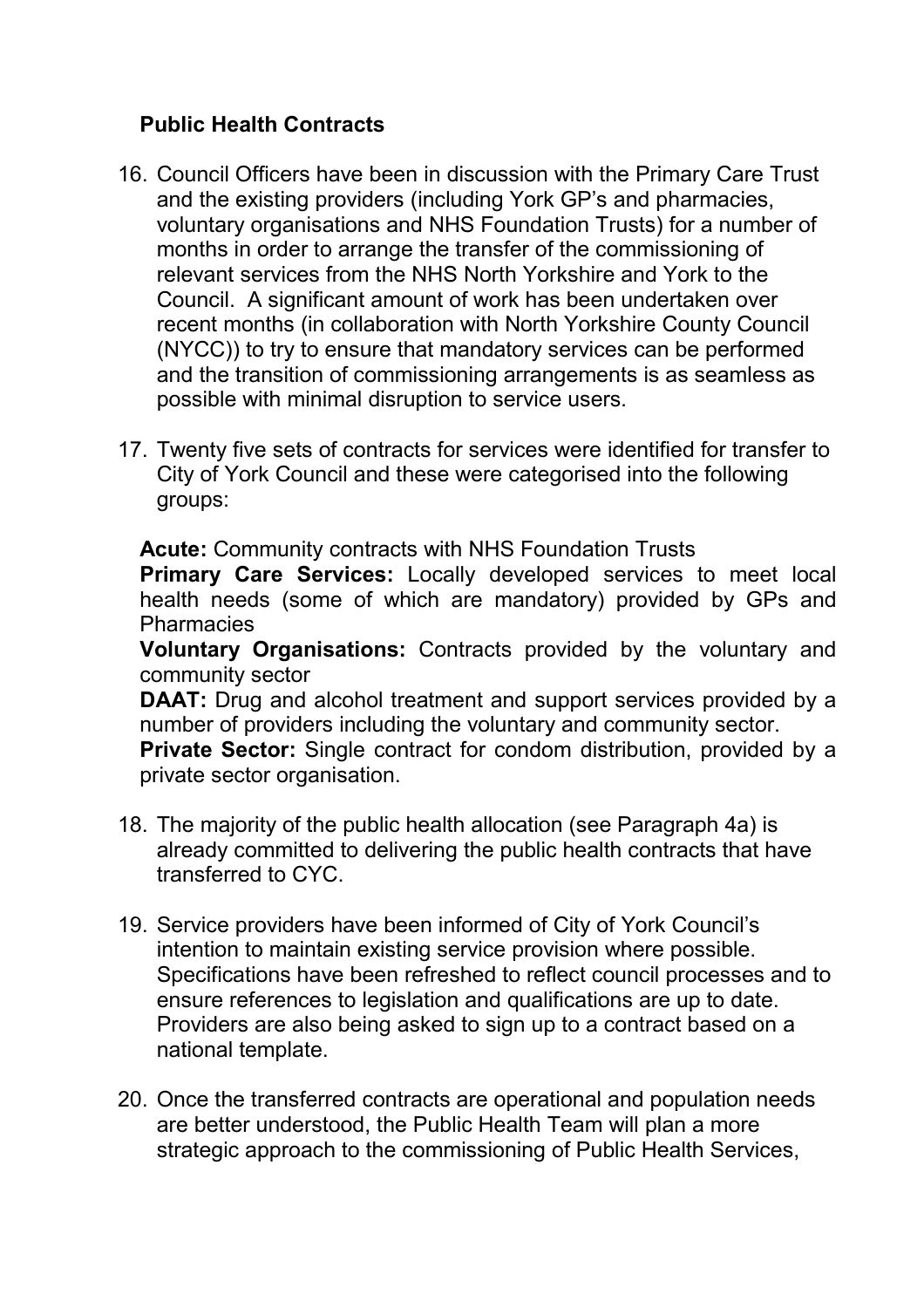**Public Health Contracts**

16. Council Officers have been in discussion with the Primary Care Trust and the existing providers (including York GP's and pharmacies, voluntary organisations and NHS Foundation Trusts) for a number of months in order to arrange the transfer of the commissioning of relevant services from the NHS North Yorkshire and York to the Council. A significant amount of work has been undertaken over recent months (in collaboration with North Yorkshire County Council (NYCC)) to try to ensure that mandatory services can be performed and the transition of commissioning arrangements is as seamless as possible with minimal disruption to service users.

17. Twenty five sets of contracts for services were identified for transfer to City of York Council and these were categorised into the following groups:

**Acute:** Community contracts with NHS Foundation Trusts
**Primary Care Services:** Locally developed services to meet local health needs (some of which are mandatory) provided by GPs and Pharmacies
**Voluntary Organisations:** Contracts provided by the voluntary and community sector
**DAAT:** Drug and alcohol treatment and support services provided by a number of providers including the voluntary and community sector.
**Private Sector:** Single contract for condom distribution, provided by a private sector organisation.

18. The majority of the public health allocation (see Paragraph 4a) is already committed to delivering the public health contracts that have transferred to CYC.

19. Service providers have been informed of City of York Council's intention to maintain existing service provision where possible. Specifications have been refreshed to reflect council processes and to ensure references to legislation and qualifications are up to date. Providers are also being asked to sign up to a contract based on a national template.

20. Once the transferred contracts are operational and population needs are better understood, the Public Health Team will plan a more strategic approach to the commissioning of Public Health Services,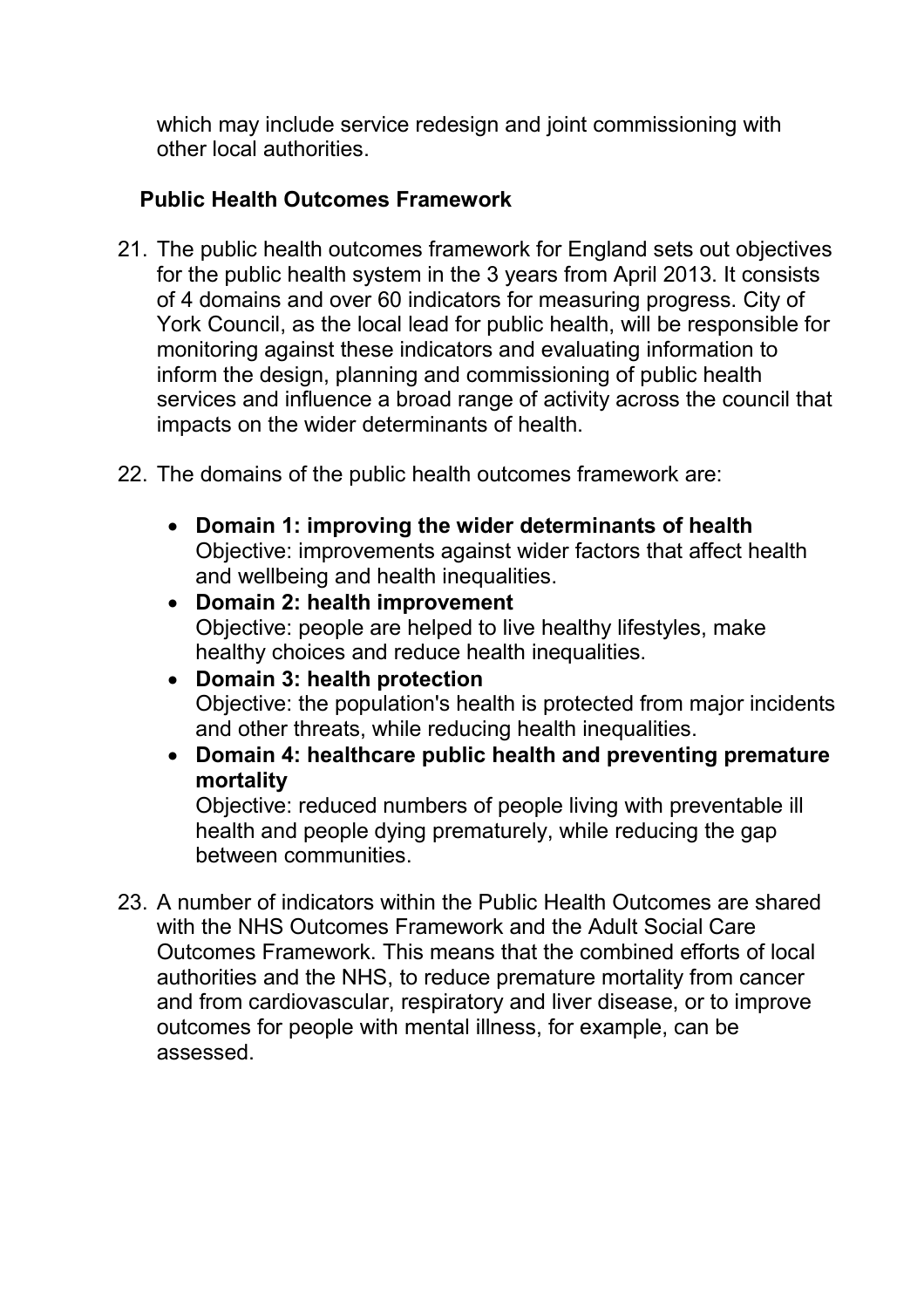which may include service redesign and joint commissioning with other local authorities.

**Public Health Outcomes Framework**

21. The public health outcomes framework for England sets out objectives for the public health system in the 3 years from April 2013. It consists of 4 domains and over 60 indicators for measuring progress. City of York Council, as the local lead for public health, will be responsible for monitoring against these indicators and evaluating information to inform the design, planning and commissioning of public health services and influence a broad range of activity across the council that impacts on the wider determinants of health.

22. The domains of the public health outcomes framework are:

    - **Domain 1: improving the wider determinants of health**
      Objective: improvements against wider factors that affect health and wellbeing and health inequalities.
    - **Domain 2: health improvement**
      Objective: people are helped to live healthy lifestyles, make healthy choices and reduce health inequalities.
    - **Domain 3: health protection**
      Objective: the population's health is protected from major incidents and other threats, while reducing health inequalities.
    - **Domain 4: healthcare public health and preventing premature mortality**
      Objective: reduced numbers of people living with preventable ill health and people dying prematurely, while reducing the gap between communities.

23. A number of indicators within the Public Health Outcomes are shared with the NHS Outcomes Framework and the Adult Social Care Outcomes Framework. This means that the combined efforts of local authorities and the NHS, to reduce premature mortality from cancer and from cardiovascular, respiratory and liver disease, or to improve outcomes for people with mental illness, for example, can be assessed.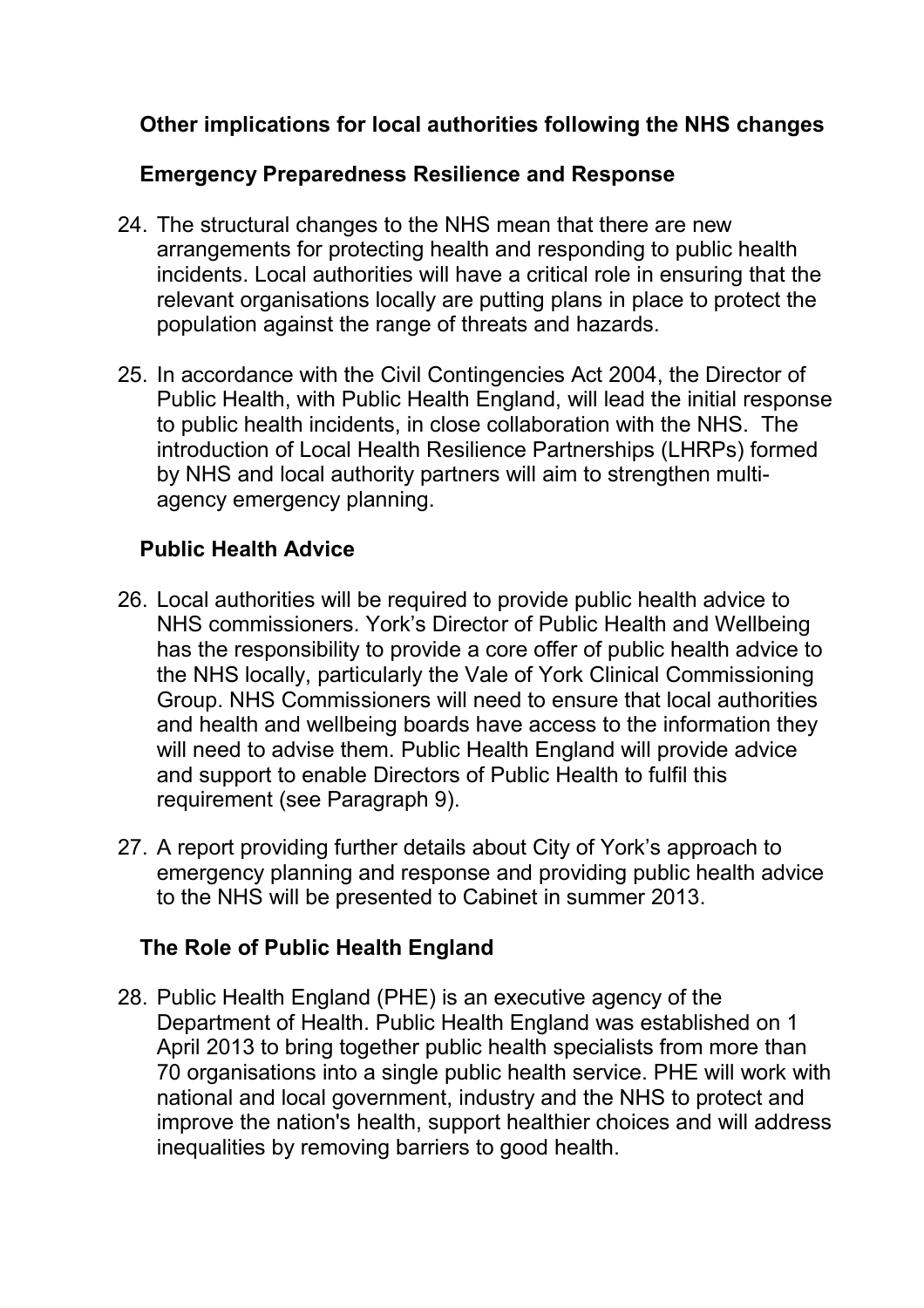## Other implications for local authorities following the NHS changes

### Emergency Preparedness Resilience and Response

24. The structural changes to the NHS mean that there are new arrangements for protecting health and responding to public health incidents. Local authorities will have a critical role in ensuring that the relevant organisations locally are putting plans in place to protect the population against the range of threats and hazards.

25. In accordance with the Civil Contingencies Act 2004, the Director of Public Health, with Public Health England, will lead the initial response to public health incidents, in close collaboration with the NHS. The introduction of Local Health Resilience Partnerships (LHRPs) formed by NHS and local authority partners will aim to strengthen multi-agency emergency planning.

### Public Health Advice

26. Local authorities will be required to provide public health advice to NHS commissioners. York's Director of Public Health and Wellbeing has the responsibility to provide a core offer of public health advice to the NHS locally, particularly the Vale of York Clinical Commissioning Group. NHS Commissioners will need to ensure that local authorities and health and wellbeing boards have access to the information they will need to advise them. Public Health England will provide advice and support to enable Directors of Public Health to fulfil this requirement (see Paragraph 9).

27. A report providing further details about City of York's approach to emergency planning and response and providing public health advice to the NHS will be presented to Cabinet in summer 2013.

### The Role of Public Health England

28. Public Health England (PHE) is an executive agency of the Department of Health. Public Health England was established on 1 April 2013 to bring together public health specialists from more than 70 organisations into a single public health service. PHE will work with national and local government, industry and the NHS to protect and improve the nation's health, support healthier choices and will address inequalities by removing barriers to good health.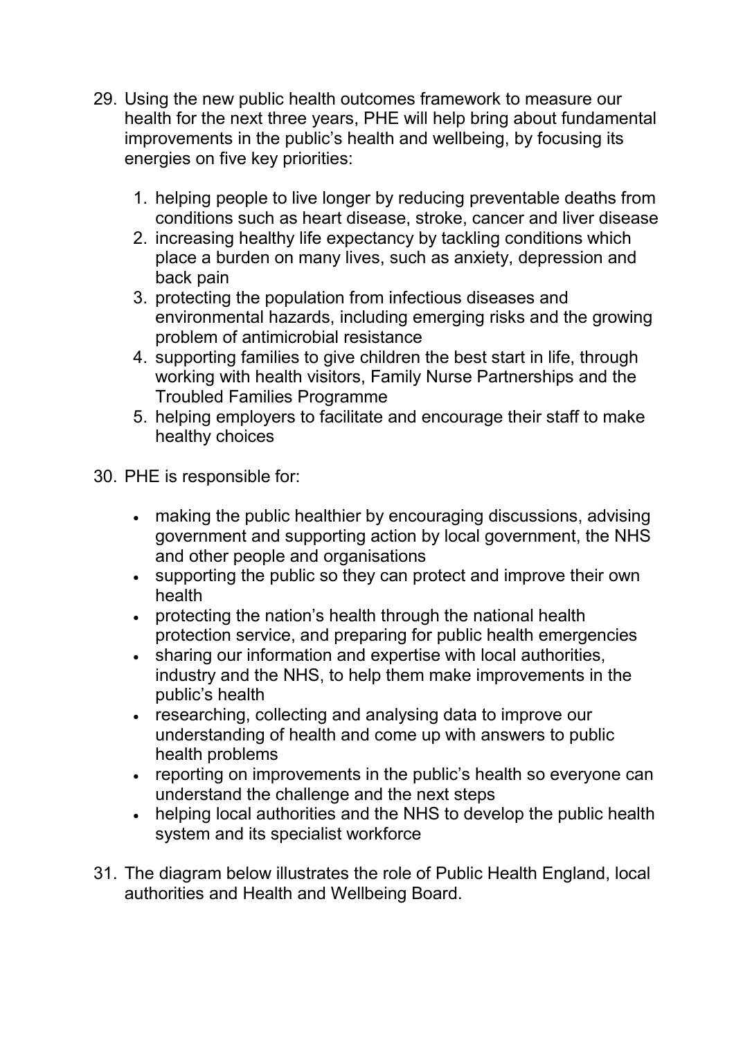29. Using the new public health outcomes framework to measure our health for the next three years, PHE will help bring about fundamental improvements in the public's health and wellbeing, by focusing its energies on five key priorities:

    1. helping people to live longer by reducing preventable deaths from conditions such as heart disease, stroke, cancer and liver disease
    2. increasing healthy life expectancy by tackling conditions which place a burden on many lives, such as anxiety, depression and back pain
    3. protecting the population from infectious diseases and environmental hazards, including emerging risks and the growing problem of antimicrobial resistance
    4. supporting families to give children the best start in life, through working with health visitors, Family Nurse Partnerships and the Troubled Families Programme
    5. helping employers to facilitate and encourage their staff to make healthy choices

30. PHE is responsible for:

    - making the public healthier by encouraging discussions, advising government and supporting action by local government, the NHS and other people and organisations
    - supporting the public so they can protect and improve their own health
    - protecting the nation's health through the national health protection service, and preparing for public health emergencies
    - sharing our information and expertise with local authorities, industry and the NHS, to help them make improvements in the public's health
    - researching, collecting and analysing data to improve our understanding of health and come up with answers to public health problems
    - reporting on improvements in the public's health so everyone can understand the challenge and the next steps
    - helping local authorities and the NHS to develop the public health system and its specialist workforce

31. The diagram below illustrates the role of Public Health England, local authorities and Health and Wellbeing Board.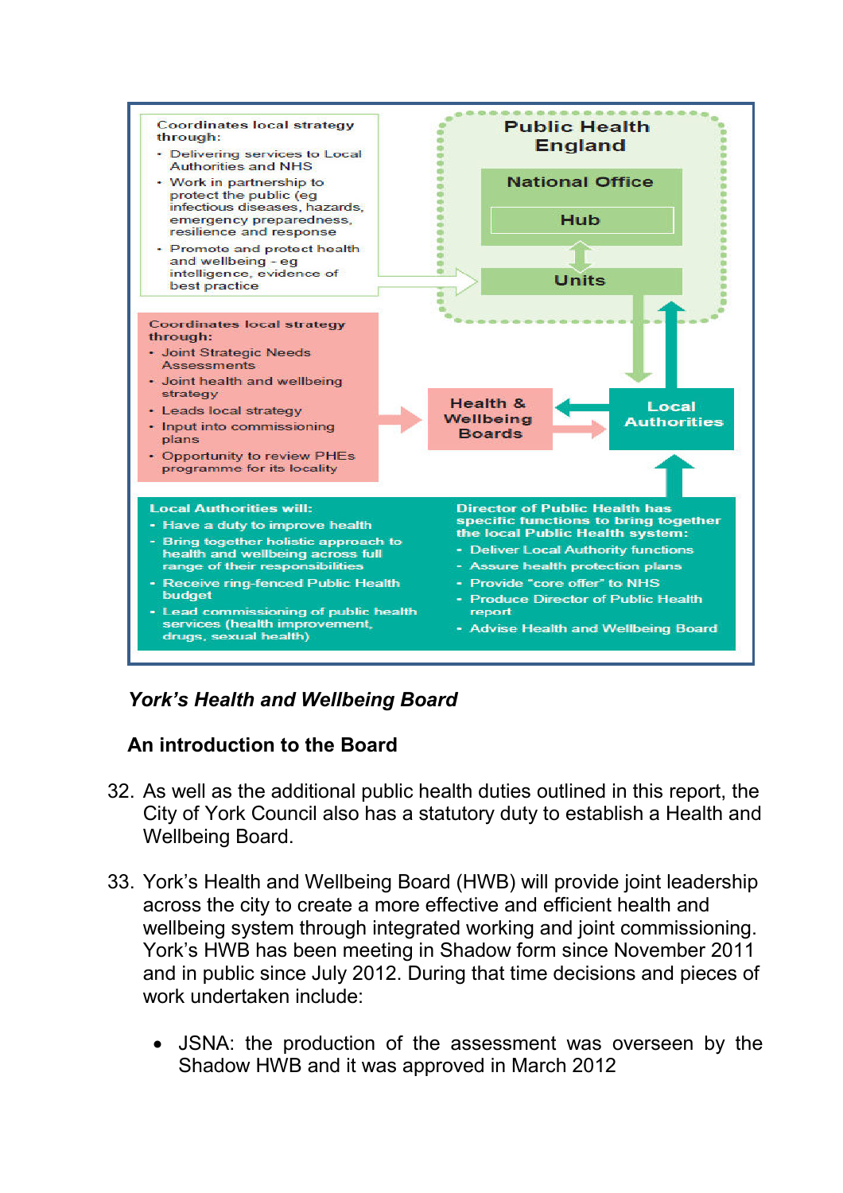Coordinates local strategy through:

- Delivering services to Local Authorities and NHS
- Work in partnership to protect the public (eg infectious diseases, hazards, emergency preparedness, resilience and response
- Promote and protect health and wellbeing - eg intelligence, evidence of best practice

**Public Health England**

**National Office**

**Hub**

**Units**

Coordinates local strategy through:

- Joint Strategic Needs Assessments
- Joint health and wellbeing strategy
- Leads local strategy
- Input into commissioning plans
- Opportunity to review PHEs programme for its locality

**Health & Wellbeing Boards**

**Local Authorities**

**Local Authorities will:**

- Have a duty to improve health
- Bring together holistic approach to health and wellbeing across full range of their responsibilities
- Receive ring-fenced Public Health budget
- Lead commissioning of public health services (health improvement, drugs, sexual health)

**Director of Public Health has specific functions to bring together the local Public Health system:**

- Deliver Local Authority functions
- Assure health protection plans
- Provide "core offer" to NHS
- Produce Director of Public Health report
- Advise Health and Wellbeing Board

## *York's Health and Wellbeing Board*

### An introduction to the Board

32. As well as the additional public health duties outlined in this report, the City of York Council also has a statutory duty to establish a Health and Wellbeing Board.

33. York's Health and Wellbeing Board (HWB) will provide joint leadership across the city to create a more effective and efficient health and wellbeing system through integrated working and joint commissioning. York's HWB has been meeting in Shadow form since November 2011 and in public since July 2012. During that time decisions and pieces of work undertaken include:

    - JSNA: the production of the assessment was overseen by the Shadow HWB and it was approved in March 2012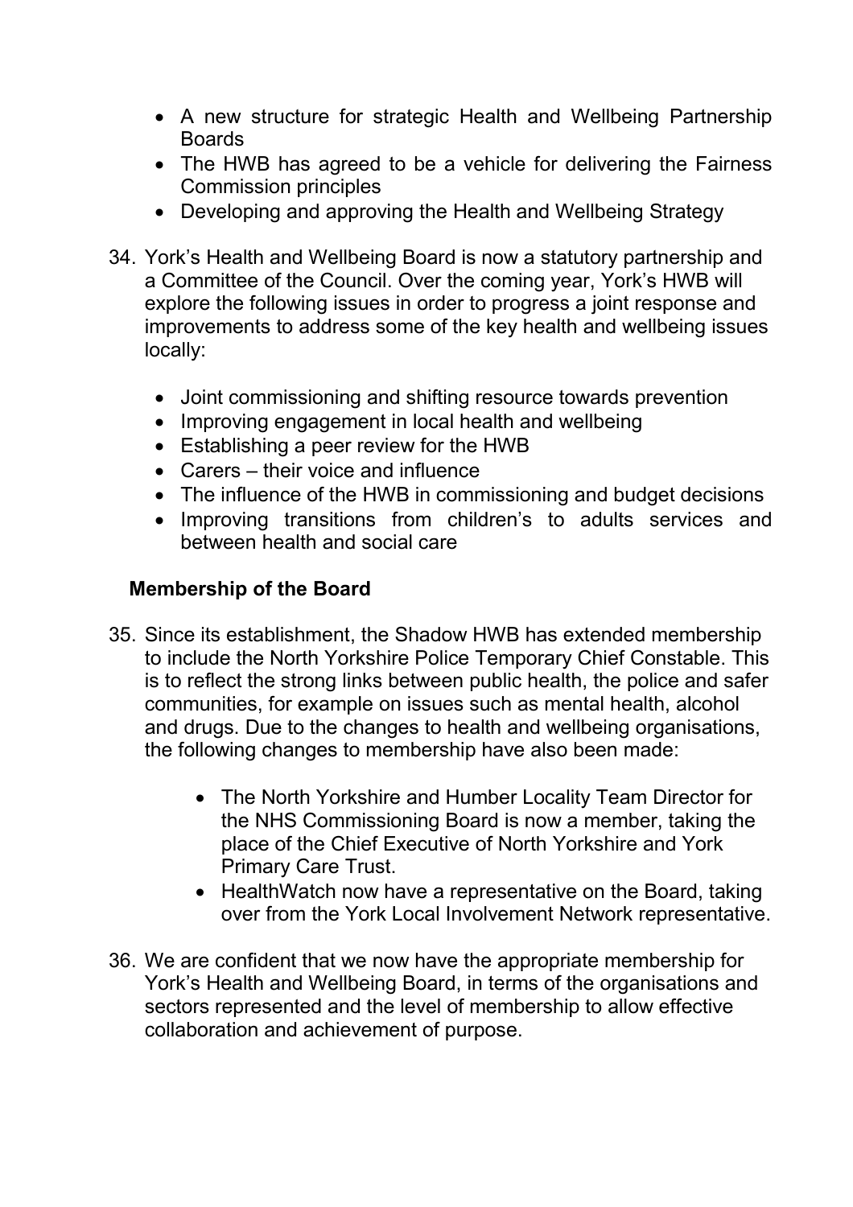- A new structure for strategic Health and Wellbeing Partnership Boards
- The HWB has agreed to be a vehicle for delivering the Fairness Commission principles
- Developing and approving the Health and Wellbeing Strategy

34. York's Health and Wellbeing Board is now a statutory partnership and a Committee of the Council. Over the coming year, York's HWB will explore the following issues in order to progress a joint response and improvements to address some of the key health and wellbeing issues locally:

    - Joint commissioning and shifting resource towards prevention
    - Improving engagement in local health and wellbeing
    - Establishing a peer review for the HWB
    - Carers – their voice and influence
    - The influence of the HWB in commissioning and budget decisions
    - Improving transitions from children's to adults services and between health and social care

**Membership of the Board**

35. Since its establishment, the Shadow HWB has extended membership to include the North Yorkshire Police Temporary Chief Constable. This is to reflect the strong links between public health, the police and safer communities, for example on issues such as mental health, alcohol and drugs. Due to the changes to health and wellbeing organisations, the following changes to membership have also been made:

    - The North Yorkshire and Humber Locality Team Director for the NHS Commissioning Board is now a member, taking the place of the Chief Executive of North Yorkshire and York Primary Care Trust.
    - HealthWatch now have a representative on the Board, taking over from the York Local Involvement Network representative.

36. We are confident that we now have the appropriate membership for York's Health and Wellbeing Board, in terms of the organisations and sectors represented and the level of membership to allow effective collaboration and achievement of purpose.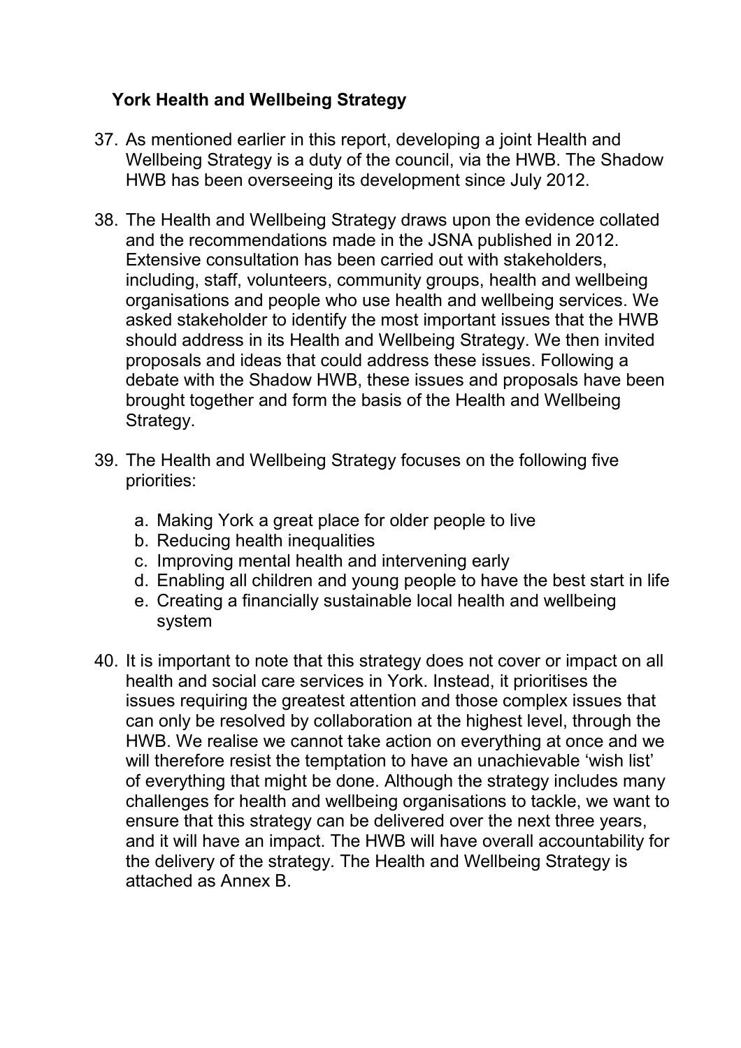**York Health and Wellbeing Strategy**

37. As mentioned earlier in this report, developing a joint Health and Wellbeing Strategy is a duty of the council, via the HWB. The Shadow HWB has been overseeing its development since July 2012.

38. The Health and Wellbeing Strategy draws upon the evidence collated and the recommendations made in the JSNA published in 2012. Extensive consultation has been carried out with stakeholders, including, staff, volunteers, community groups, health and wellbeing organisations and people who use health and wellbeing services. We asked stakeholder to identify the most important issues that the HWB should address in its Health and Wellbeing Strategy. We then invited proposals and ideas that could address these issues. Following a debate with the Shadow HWB, these issues and proposals have been brought together and form the basis of the Health and Wellbeing Strategy.

39. The Health and Wellbeing Strategy focuses on the following five priorities:

    a. Making York a great place for older people to live
    b. Reducing health inequalities
    c. Improving mental health and intervening early
    d. Enabling all children and young people to have the best start in life
    e. Creating a financially sustainable local health and wellbeing system

40. It is important to note that this strategy does not cover or impact on all health and social care services in York. Instead, it prioritises the issues requiring the greatest attention and those complex issues that can only be resolved by collaboration at the highest level, through the HWB. We realise we cannot take action on everything at once and we will therefore resist the temptation to have an unachievable 'wish list' of everything that might be done. Although the strategy includes many challenges for health and wellbeing organisations to tackle, we want to ensure that this strategy can be delivered over the next three years, and it will have an impact. The HWB will have overall accountability for the delivery of the strategy. The Health and Wellbeing Strategy is attached as Annex B.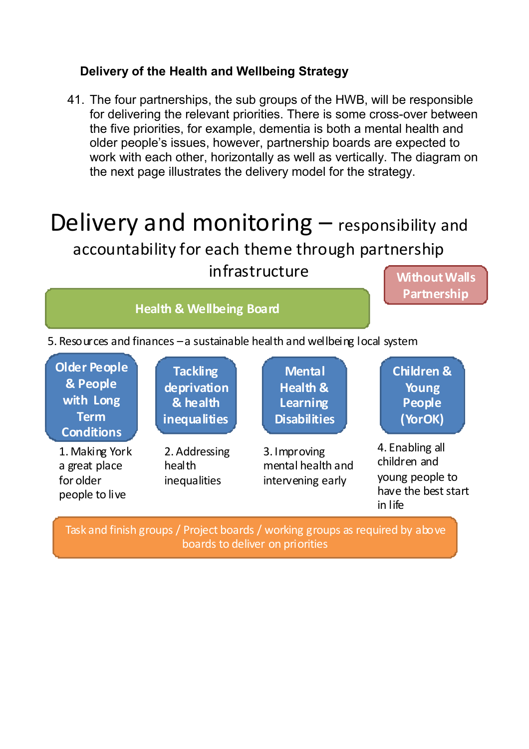**Delivery of the Health and Wellbeing Strategy**

41. The four partnerships, the sub groups of the HWB, will be responsible for delivering the relevant priorities. There is some cross-over between the five priorities, for example, dementia is both a mental health and older people's issues, however, partnership boards are expected to work with each other, horizontally as well as vertically. The diagram on the next page illustrates the delivery model for the strategy.

# Delivery and monitoring – responsibility and accountability for each theme through partnership infrastructure

Without Walls Partnership

**Health & Wellbeing Board**

5. Resources and finances – a sustainable health and wellbeing local system

| Older People & People with Long Term Conditions | Tackling deprivation & health inequalities | Mental Health & Learning Disabilities | Children & Young People (YorOK) |
| --- | --- | --- | --- |
| 1. Making York a great place for older people to live | 2. Addressing health inequalities | 3. Improving mental health and intervening early | 4. Enabling all children and young people to have the best start in life |

Task and finish groups / Project boards / working groups as required by above boards to deliver on priorities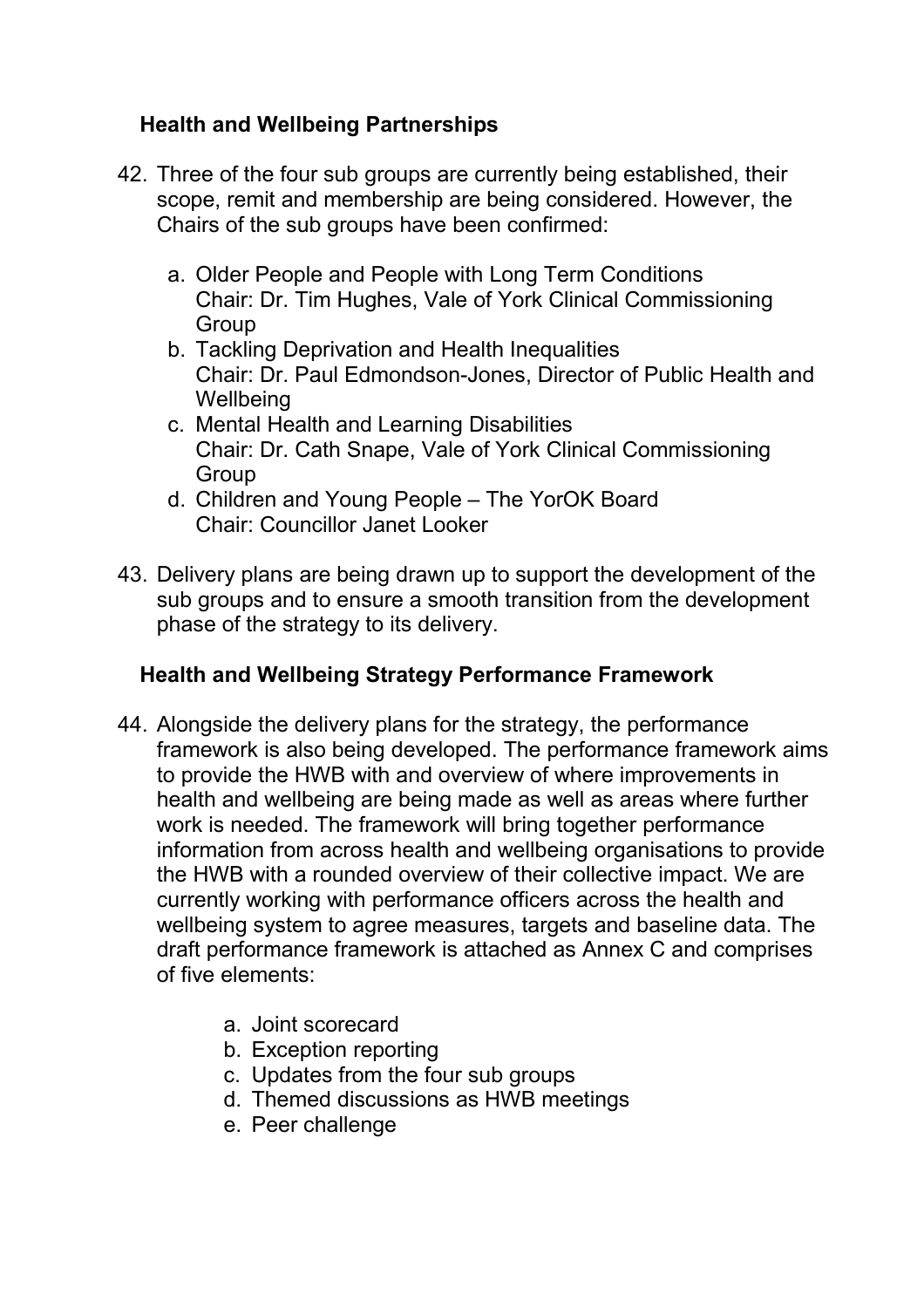### Health and Wellbeing Partnerships

42. Three of the four sub groups are currently being established, their scope, remit and membership are being considered. However, the Chairs of the sub groups have been confirmed:

    a. Older People and People with Long Term Conditions
       Chair: Dr. Tim Hughes, Vale of York Clinical Commissioning Group
    b. Tackling Deprivation and Health Inequalities
       Chair: Dr. Paul Edmondson-Jones, Director of Public Health and Wellbeing
    c. Mental Health and Learning Disabilities
       Chair: Dr. Cath Snape, Vale of York Clinical Commissioning Group
    d. Children and Young People – The YorOK Board
       Chair: Councillor Janet Looker

43. Delivery plans are being drawn up to support the development of the sub groups and to ensure a smooth transition from the development phase of the strategy to its delivery.

### Health and Wellbeing Strategy Performance Framework

44. Alongside the delivery plans for the strategy, the performance framework is also being developed. The performance framework aims to provide the HWB with and overview of where improvements in health and wellbeing are being made as well as areas where further work is needed. The framework will bring together performance information from across health and wellbeing organisations to provide the HWB with a rounded overview of their collective impact. We are currently working with performance officers across the health and wellbeing system to agree measures, targets and baseline data. The draft performance framework is attached as Annex C and comprises of five elements:

    a. Joint scorecard
    b. Exception reporting
    c. Updates from the four sub groups
    d. Themed discussions as HWB meetings
    e. Peer challenge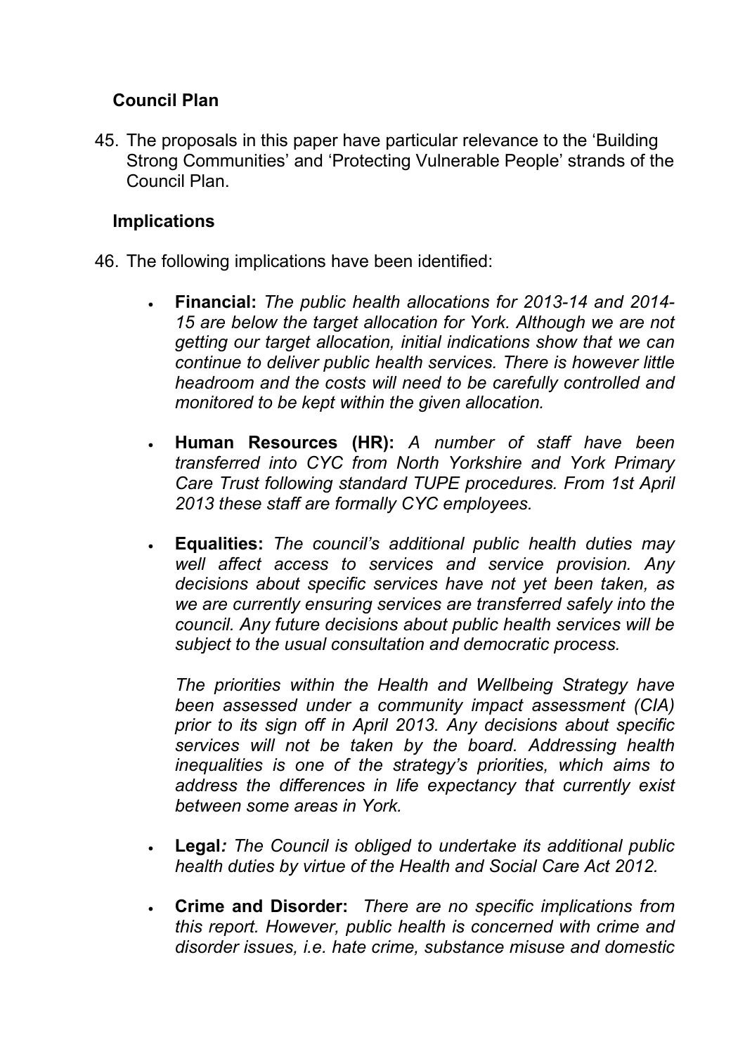### Council Plan

45. The proposals in this paper have particular relevance to the 'Building Strong Communities' and 'Protecting Vulnerable People' strands of the Council Plan.

### Implications

46. The following implications have been identified:

- **Financial:** *The public health allocations for 2013-14 and 2014-15 are below the target allocation for York. Although we are not getting our target allocation, initial indications show that we can continue to deliver public health services. There is however little headroom and the costs will need to be carefully controlled and monitored to be kept within the given allocation.*

- **Human Resources (HR):** *A number of staff have been transferred into CYC from North Yorkshire and York Primary Care Trust following standard TUPE procedures. From 1st April 2013 these staff are formally CYC employees.*

- **Equalities:** *The council's additional public health duties may well affect access to services and service provision. Any decisions about specific services have not yet been taken, as we are currently ensuring services are transferred safely into the council. Any future decisions about public health services will be subject to the usual consultation and democratic process.*

  *The priorities within the Health and Wellbeing Strategy have been assessed under a community impact assessment (CIA) prior to its sign off in April 2013. Any decisions about specific services will not be taken by the board. Addressing health inequalities is one of the strategy's priorities, which aims to address the differences in life expectancy that currently exist between some areas in York.*

- **Legal***:* *The Council is obliged to undertake its additional public health duties by virtue of the Health and Social Care Act 2012.*

- **Crime and Disorder:** *There are no specific implications from this report. However, public health is concerned with crime and disorder issues, i.e. hate crime, substance misuse and domestic*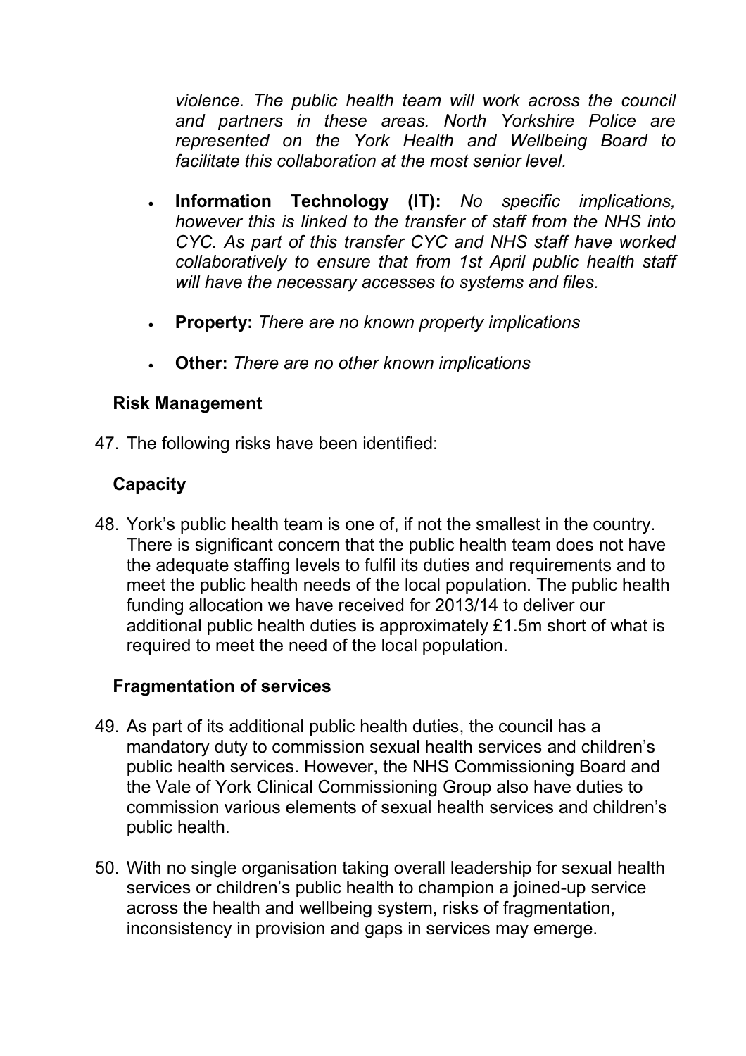*violence. The public health team will work across the council and partners in these areas. North Yorkshire Police are represented on the York Health and Wellbeing Board to facilitate this collaboration at the most senior level.*

- **Information Technology (IT):** *No specific implications, however this is linked to the transfer of staff from the NHS into CYC. As part of this transfer CYC and NHS staff have worked collaboratively to ensure that from 1st April public health staff will have the necessary accesses to systems and files.*

- **Property:** *There are no known property implications*

- **Other:** *There are no other known implications*

### Risk Management

47. The following risks have been identified:

### Capacity

48. York's public health team is one of, if not the smallest in the country. There is significant concern that the public health team does not have the adequate staffing levels to fulfil its duties and requirements and to meet the public health needs of the local population. The public health funding allocation we have received for 2013/14 to deliver our additional public health duties is approximately £1.5m short of what is required to meet the need of the local population.

### Fragmentation of services

49. As part of its additional public health duties, the council has a mandatory duty to commission sexual health services and children's public health services. However, the NHS Commissioning Board and the Vale of York Clinical Commissioning Group also have duties to commission various elements of sexual health services and children's public health.

50. With no single organisation taking overall leadership for sexual health services or children's public health to champion a joined-up service across the health and wellbeing system, risks of fragmentation, inconsistency in provision and gaps in services may emerge.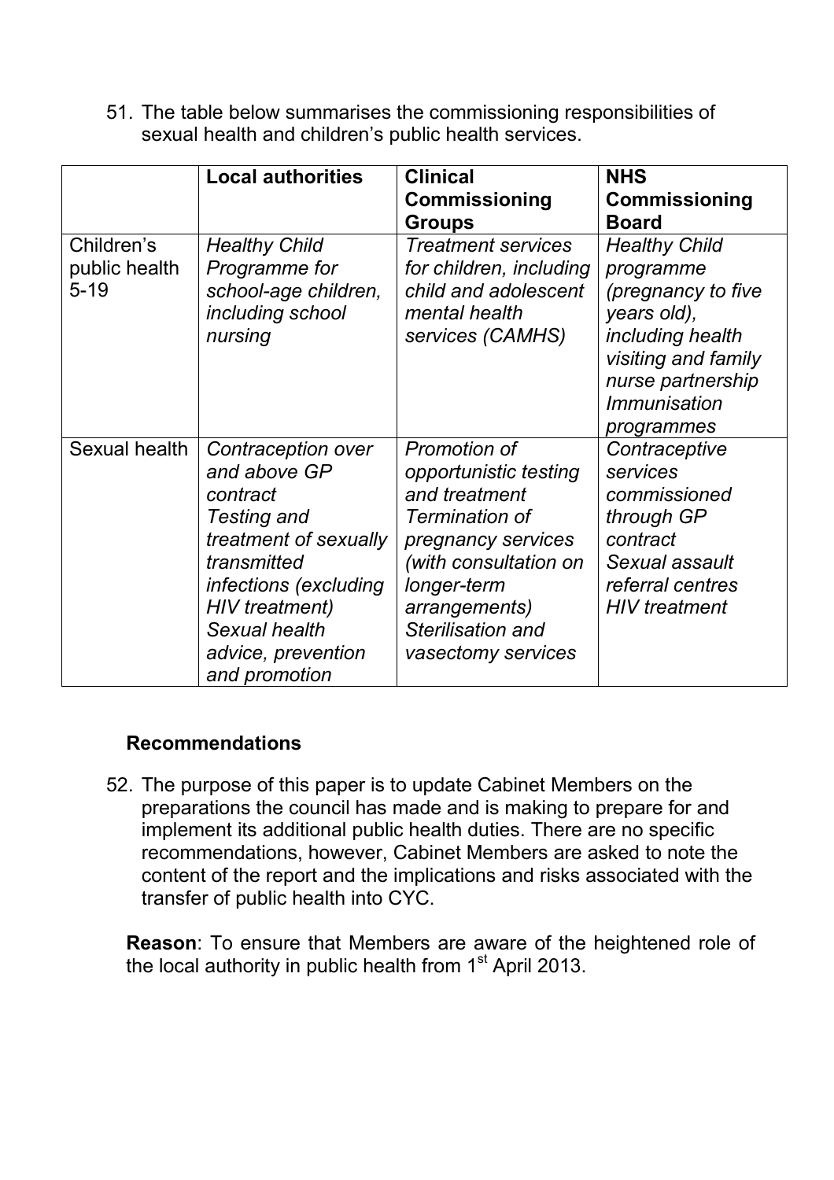51. The table below summarises the commissioning responsibilities of sexual health and children's public health services.

| | **Local authorities** | **Clinical Commissioning Groups** | **NHS Commissioning Board** |
|---|---|---|---|
| Children's public health 5-19 | *Healthy Child Programme for school-age children, including school nursing* | *Treatment services for children, including child and adolescent mental health services (CAMHS)* | *Healthy Child programme (pregnancy to five years old), including health visiting and family nurse partnership* <br> *Immunisation programmes* |
| Sexual health | *Contraception over and above GP contract* <br> *Testing and treatment of sexually transmitted infections (excluding HIV treatment)* <br> *Sexual health advice, prevention and promotion* | *Promotion of opportunistic testing and treatment* <br> *Termination of pregnancy services (with consultation on longer-term arrangements)* <br> *Sterilisation and vasectomy services* | *Contraceptive services commissioned through GP contract* <br> *Sexual assault referral centres* <br> *HIV treatment* |

### Recommendations

52. The purpose of this paper is to update Cabinet Members on the preparations the council has made and is making to prepare for and implement its additional public health duties. There are no specific recommendations, however, Cabinet Members are asked to note the content of the report and the implications and risks associated with the transfer of public health into CYC.

**Reason**: To ensure that Members are aware of the heightened role of the local authority in public health from 1st April 2013.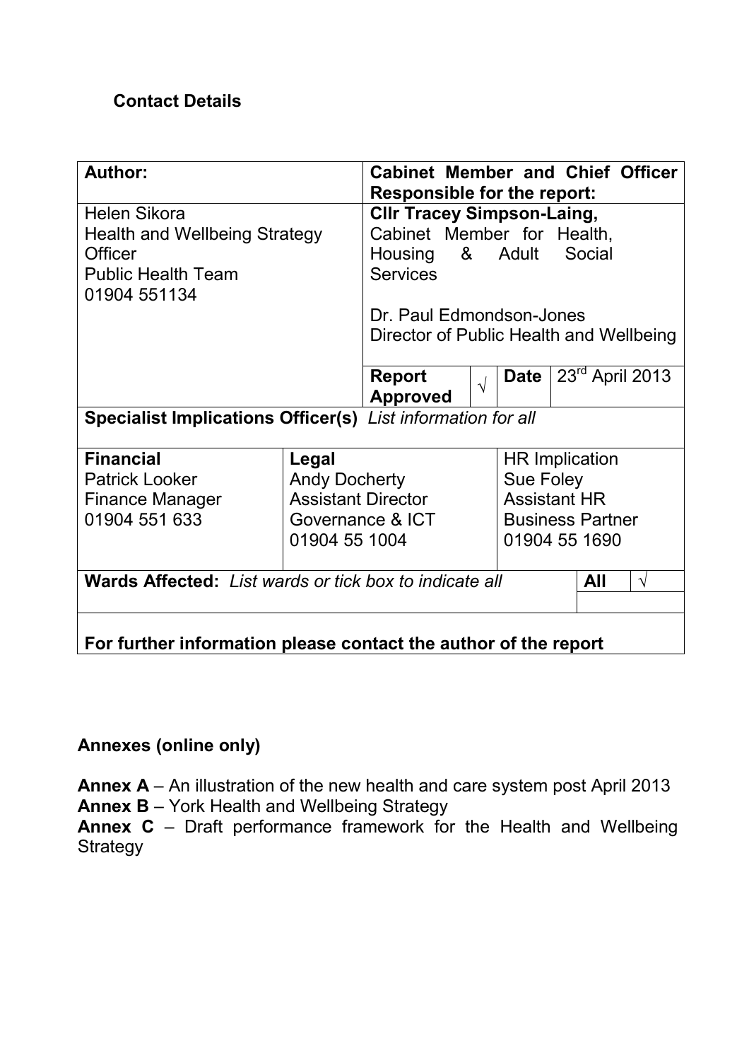## Contact Details

| Author: | | Cabinet Member and Chief Officer Responsible for the report: | | | |
|---|---|---|---|---|---|
| Helen Sikora<br>Health and Wellbeing Strategy Officer<br>Public Health Team<br>01904 551134 | | **Cllr Tracey Simpson-Laing,**<br>Cabinet Member for Health, Housing & Adult Social Services<br><br>Dr. Paul Edmondson-Jones<br>Director of Public Health and Wellbeing | | | |
| | | **Report Approved** | √ | **Date** | 23rd April 2013 |

**Specialist Implications Officer(s)** *List information for all*

| **Financial** | **Legal** | HR Implication |
|---|---|---|
| Patrick Looker<br>Finance Manager<br>01904 551 633 | Andy Docherty<br>Assistant Director<br>Governance & ICT<br>01904 55 1004 | Sue Foley<br>Assistant HR<br>Business Partner<br>01904 55 1690 |

| **Wards Affected:** *List wards or tick box to indicate all* | **All** | √ |
|---|---|---|

**For further information please contact the author of the report**

**Annexes (online only)**

**Annex A** – An illustration of the new health and care system post April 2013
**Annex B** – York Health and Wellbeing Strategy
**Annex C** – Draft performance framework for the Health and Wellbeing Strategy